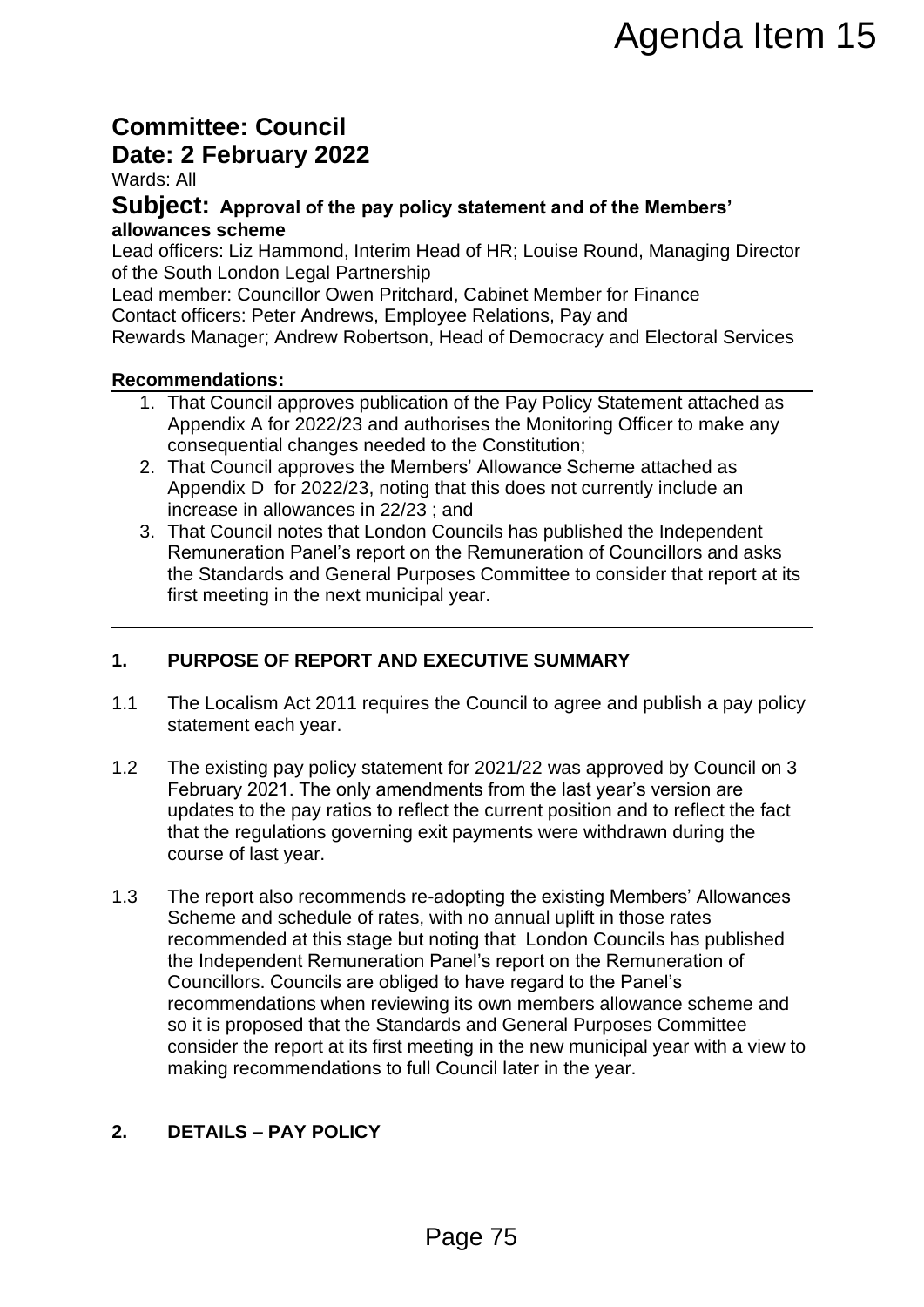Agenda Item 15

# Committee: Council

## Date: 2 February 2022

Wards: All

## Subject: Approval of the pay policy statement and of the Members' allowances scheme

Lead officers: Liz Hammond, Interim Head of HR; Louise Round, Managing Director of the South London Legal Partnership

Lead member: Councillor Owen Pritchard, Cabinet Member for Finance

Contact officers: Peter Andrews, Employee Relations, Pay and Rewards Manager; Andrew Robertson, Head of Democracy and Electoral Services

**Recommendations:**

1. That Council approves publication of the Pay Policy Statement attached as Appendix A for 2022/23 and authorises the Monitoring Officer to make any consequential changes needed to the Constitution;
2. That Council approves the Members' Allowance Scheme attached as Appendix D for 2022/23, noting that this does not currently include an increase in allowances in 22/23 ; and
3. That Council notes that London Councils has published the Independent Remuneration Panel's report on the Remuneration of Councillors and asks the Standards and General Purposes Committee to consider that report at its first meeting in the next municipal year.

## 1. PURPOSE OF REPORT AND EXECUTIVE SUMMARY

1.1 The Localism Act 2011 requires the Council to agree and publish a pay policy statement each year.

1.2 The existing pay policy statement for 2021/22 was approved by Council on 3 February 2021. The only amendments from the last year's version are updates to the pay ratios to reflect the current position and to reflect the fact that the regulations governing exit payments were withdrawn during the course of last year.

1.3 The report also recommends re-adopting the existing Members' Allowances Scheme and schedule of rates, with no annual uplift in those rates recommended at this stage but noting that London Councils has published the Independent Remuneration Panel's report on the Remuneration of Councillors. Councils are obliged to have regard to the Panel's recommendations when reviewing its own members allowance scheme and so it is proposed that the Standards and General Purposes Committee consider the report at its first meeting in the new municipal year with a view to making recommendations to full Council later in the year.

## 2. DETAILS – PAY POLICY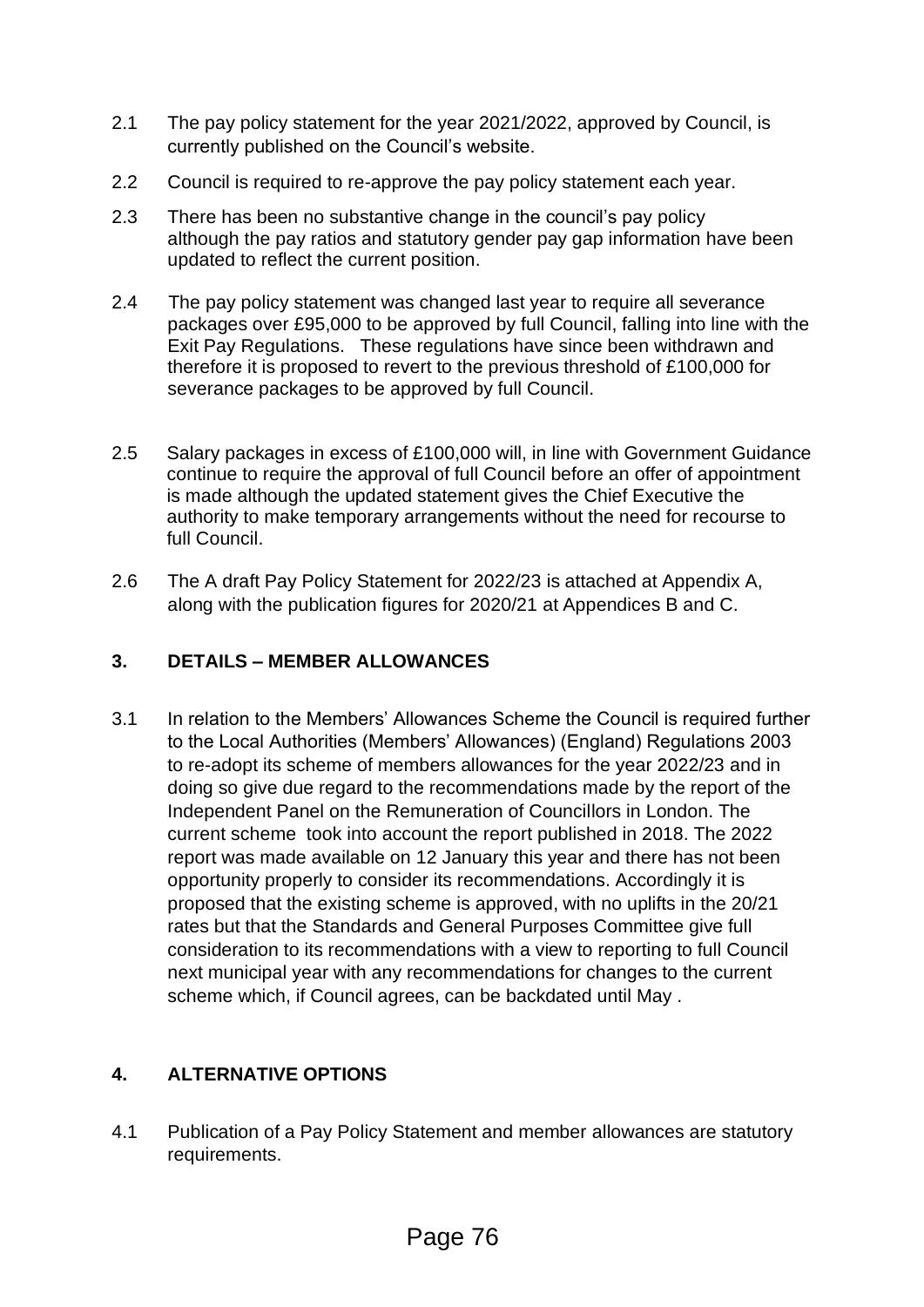2.1 The pay policy statement for the year 2021/2022, approved by Council, is currently published on the Council's website.

2.2 Council is required to re-approve the pay policy statement each year.

2.3 There has been no substantive change in the council's pay policy although the pay ratios and statutory gender pay gap information have been updated to reflect the current position.

2.4 The pay policy statement was changed last year to require all severance packages over £95,000 to be approved by full Council, falling into line with the Exit Pay Regulations. These regulations have since been withdrawn and therefore it is proposed to revert to the previous threshold of £100,000 for severance packages to be approved by full Council.

2.5 Salary packages in excess of £100,000 will, in line with Government Guidance continue to require the approval of full Council before an offer of appointment is made although the updated statement gives the Chief Executive the authority to make temporary arrangements without the need for recourse to full Council.

2.6 The A draft Pay Policy Statement for 2022/23 is attached at Appendix A, along with the publication figures for 2020/21 at Appendices B and C.

## 3. DETAILS – MEMBER ALLOWANCES

3.1 In relation to the Members' Allowances Scheme the Council is required further to the Local Authorities (Members' Allowances) (England) Regulations 2003 to re-adopt its scheme of members allowances for the year 2022/23 and in doing so give due regard to the recommendations made by the report of the Independent Panel on the Remuneration of Councillors in London. The current scheme took into account the report published in 2018. The 2022 report was made available on 12 January this year and there has not been opportunity properly to consider its recommendations. Accordingly it is proposed that the existing scheme is approved, with no uplifts in the 20/21 rates but that the Standards and General Purposes Committee give full consideration to its recommendations with a view to reporting to full Council next municipal year with any recommendations for changes to the current scheme which, if Council agrees, can be backdated until May .

## 4. ALTERNATIVE OPTIONS

4.1 Publication of a Pay Policy Statement and member allowances are statutory requirements.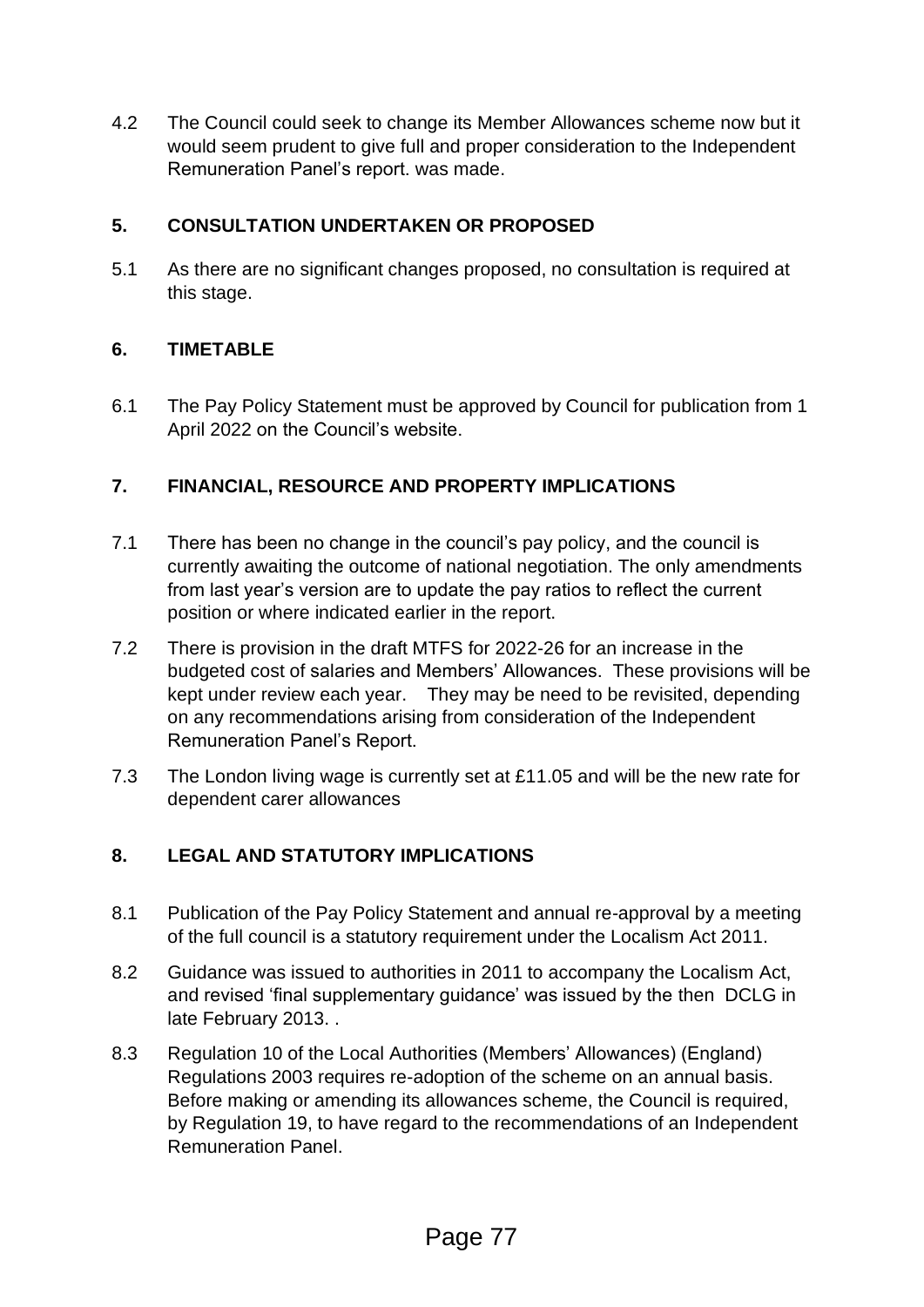4.2 The Council could seek to change its Member Allowances scheme now but it would seem prudent to give full and proper consideration to the Independent Remuneration Panel's report. was made.

## 5. CONSULTATION UNDERTAKEN OR PROPOSED

5.1 As there are no significant changes proposed, no consultation is required at this stage.

## 6. TIMETABLE

6.1 The Pay Policy Statement must be approved by Council for publication from 1 April 2022 on the Council's website.

## 7. FINANCIAL, RESOURCE AND PROPERTY IMPLICATIONS

7.1 There has been no change in the council's pay policy, and the council is currently awaiting the outcome of national negotiation. The only amendments from last year's version are to update the pay ratios to reflect the current position or where indicated earlier in the report.

7.2 There is provision in the draft MTFS for 2022-26 for an increase in the budgeted cost of salaries and Members' Allowances. These provisions will be kept under review each year. They may be need to be revisited, depending on any recommendations arising from consideration of the Independent Remuneration Panel's Report.

7.3 The London living wage is currently set at £11.05 and will be the new rate for dependent carer allowances

## 8. LEGAL AND STATUTORY IMPLICATIONS

8.1 Publication of the Pay Policy Statement and annual re-approval by a meeting of the full council is a statutory requirement under the Localism Act 2011.

8.2 Guidance was issued to authorities in 2011 to accompany the Localism Act, and revised 'final supplementary guidance' was issued by the then DCLG in late February 2013. .

8.3 Regulation 10 of the Local Authorities (Members' Allowances) (England) Regulations 2003 requires re-adoption of the scheme on an annual basis. Before making or amending its allowances scheme, the Council is required, by Regulation 19, to have regard to the recommendations of an Independent Remuneration Panel.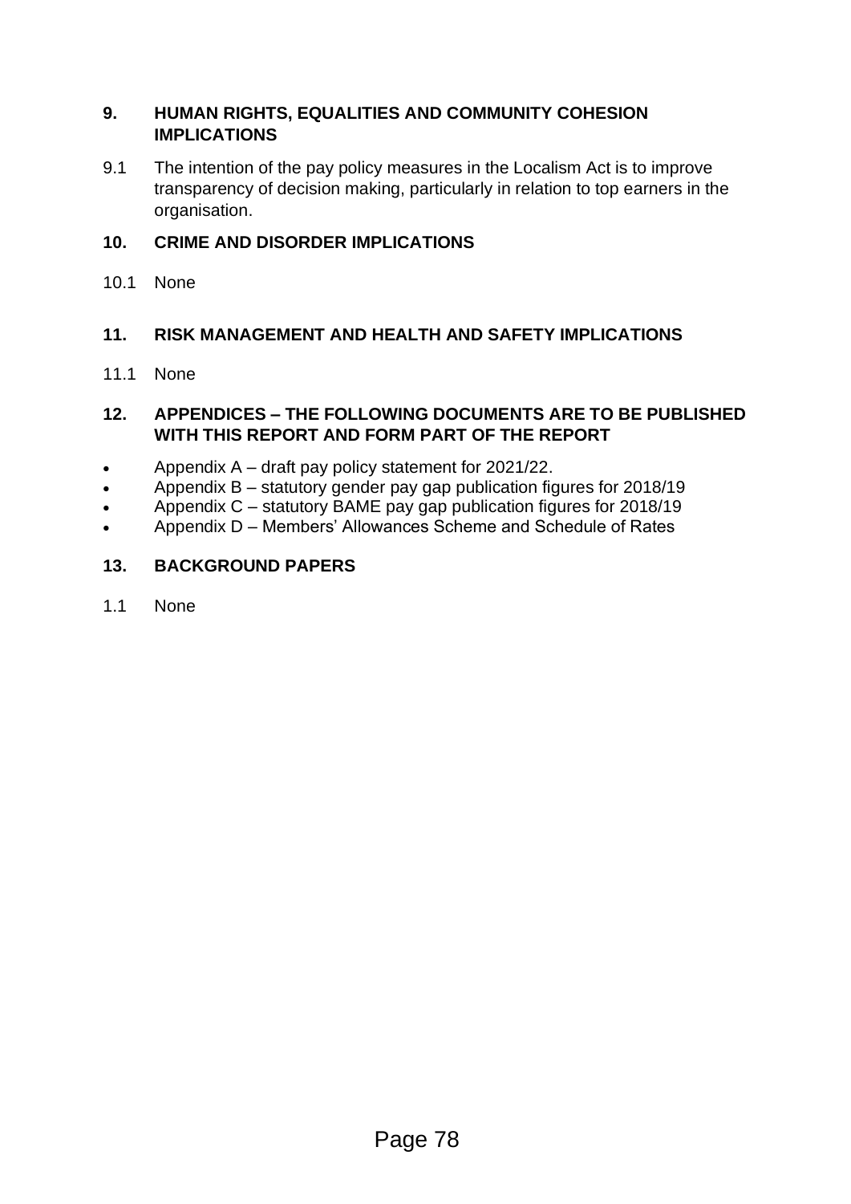## 9. HUMAN RIGHTS, EQUALITIES AND COMMUNITY COHESION IMPLICATIONS

9.1 The intention of the pay policy measures in the Localism Act is to improve transparency of decision making, particularly in relation to top earners in the organisation.

## 10. CRIME AND DISORDER IMPLICATIONS

10.1 None

## 11. RISK MANAGEMENT AND HEALTH AND SAFETY IMPLICATIONS

11.1 None

## 12. APPENDICES – THE FOLLOWING DOCUMENTS ARE TO BE PUBLISHED WITH THIS REPORT AND FORM PART OF THE REPORT

- Appendix A – draft pay policy statement for 2021/22.
- Appendix B – statutory gender pay gap publication figures for 2018/19
- Appendix C – statutory BAME pay gap publication figures for 2018/19
- Appendix D – Members' Allowances Scheme and Schedule of Rates

## 13. BACKGROUND PAPERS

1.1 None